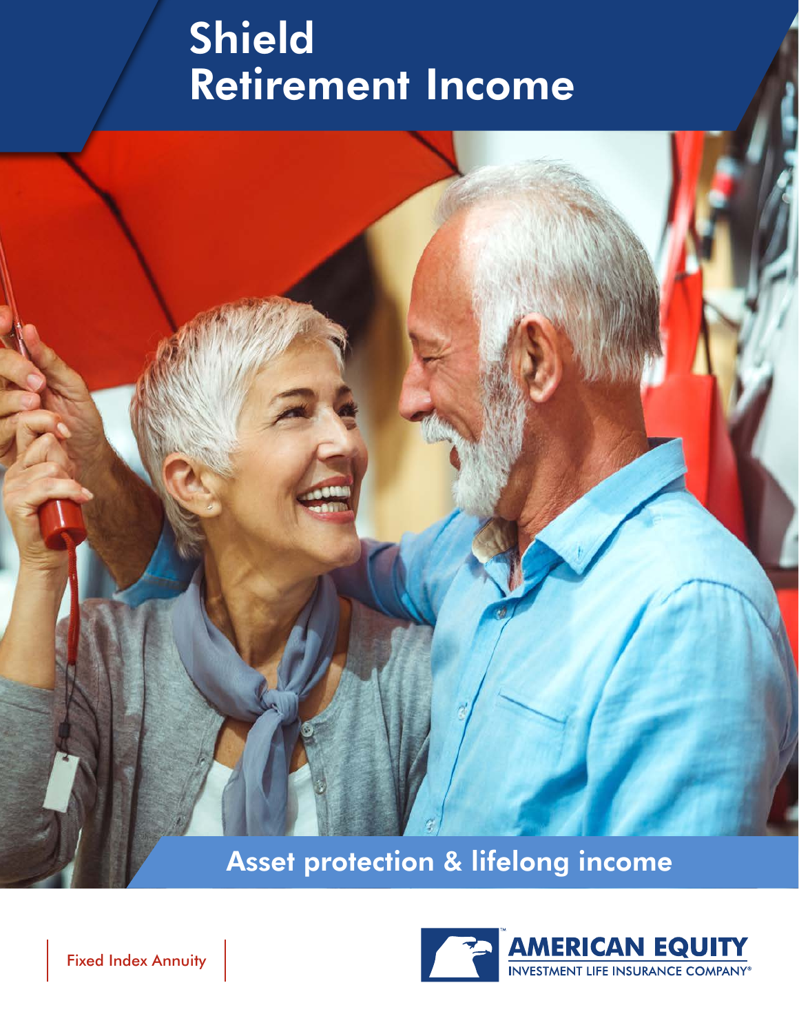# Shield Retirement Income

## Asset protection & lifelong income

Fixed Index Annuity

AMERICAN EQUITY
INVESTMENT LIFE INSURANCE COMPANY®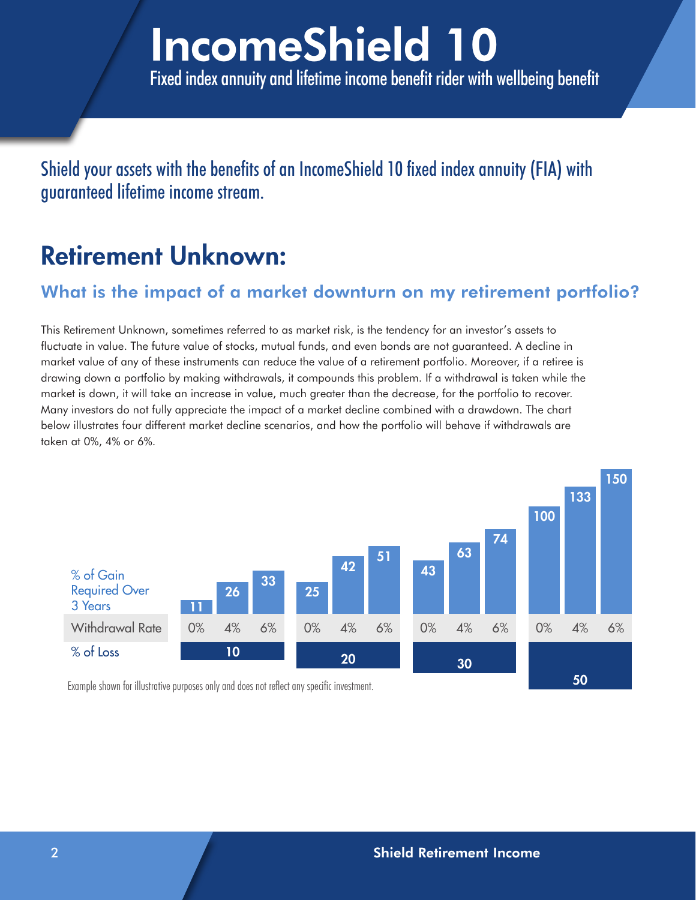# IncomeShield 10

Fixed index annuity and lifetime income benefit rider with wellbeing benefit

Shield your assets with the benefits of an IncomeShield 10 fixed index annuity (FIA) with guaranteed lifetime income stream.

## Retirement Unknown:

### What is the impact of a market downturn on my retirement portfolio?

This Retirement Unknown, sometimes referred to as market risk, is the tendency for an investor's assets to fluctuate in value. The future value of stocks, mutual funds, and even bonds are not guaranteed. A decline in market value of any of these instruments can reduce the value of a retirement portfolio. Moreover, if a retiree is drawing down a portfolio by making withdrawals, it compounds this problem. If a withdrawal is taken while the market is down, it will take an increase in value, much greater than the decrease, for the portfolio to recover. Many investors do not fully appreciate the impact of a market decline combined with a drawdown. The chart below illustrates four different market decline scenarios, and how the portfolio will behave if withdrawals are taken at 0%, 4% or 6%.

| % of Loss | 10 | | | 20 | | | 30 | | | 50 | | |
|---|---|---|---|---|---|---|---|---|---|---|---|---|
| Withdrawal Rate | 0% | 4% | 6% | 0% | 4% | 6% | 0% | 4% | 6% | 0% | 4% | 6% |
| % of Gain Required Over 3 Years | 11 | 26 | 33 | 25 | 42 | 51 | 43 | 63 | 74 | 100 | 133 | 150 |

Example shown for illustrative purposes only and does not reflect any specific investment.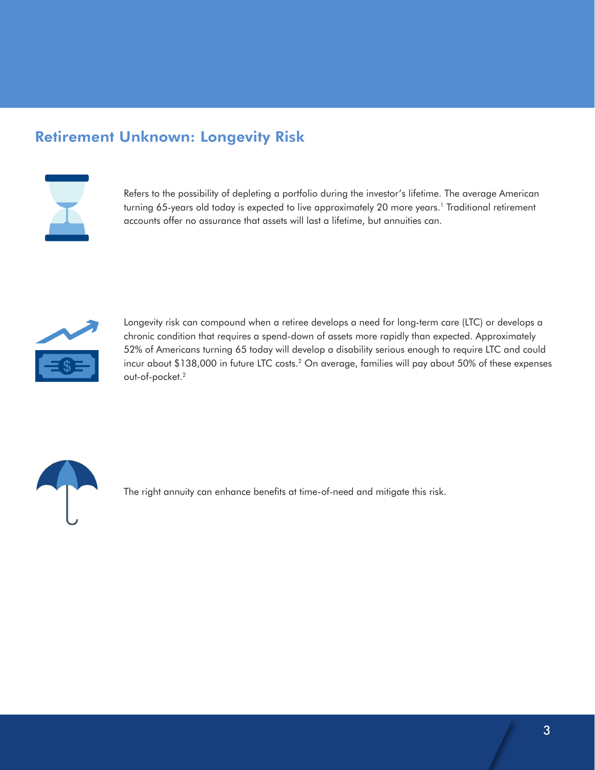## Retirement Unknown: Longevity Risk

Refers to the possibility of depleting a portfolio during the investor's lifetime. The average American turning 65-years old today is expected to live approximately 20 more years.[1] Traditional retirement accounts offer no assurance that assets will last a lifetime, but annuities can.

Longevity risk can compound when a retiree develops a need for long-term care (LTC) or develops a chronic condition that requires a spend-down of assets more rapidly than expected. Approximately 52% of Americans turning 65 today will develop a disability serious enough to require LTC and could incur about $138,000 in future LTC costs.[2] On average, families will pay about 50% of these expenses out-of-pocket.[2]

The right annuity can enhance benefits at time-of-need and mitigate this risk.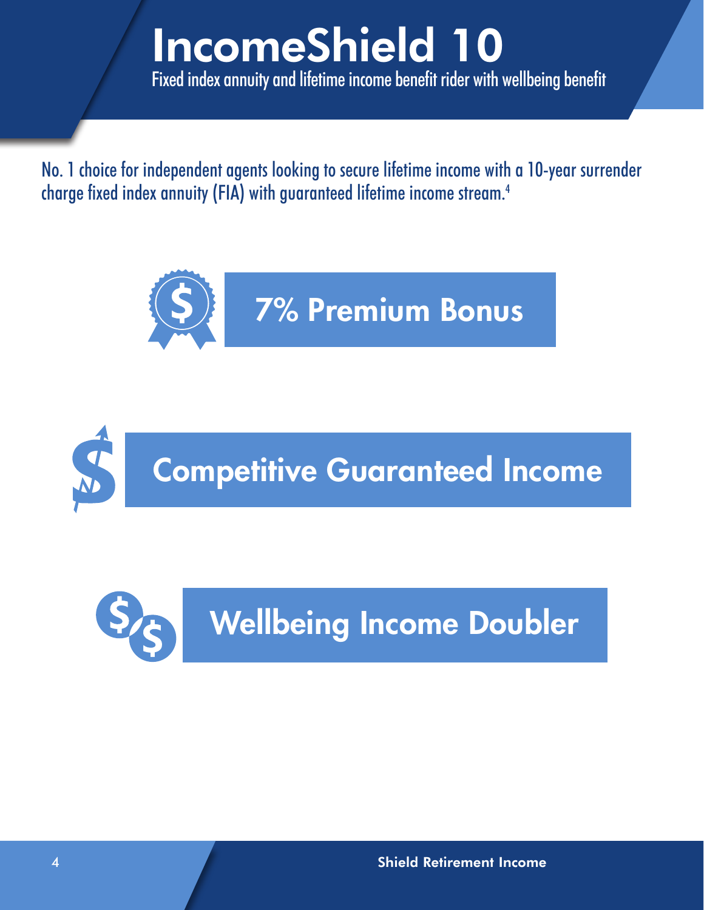# IncomeShield 10

Fixed index annuity and lifetime income benefit rider with wellbeing benefit

No. 1 choice for independent agents looking to secure lifetime income with a 10-year surrender charge fixed index annuity (FIA) with guaranteed lifetime income stream.[4]

## 7% Premium Bonus

## Competitive Guaranteed Income

## Wellbeing Income Doubler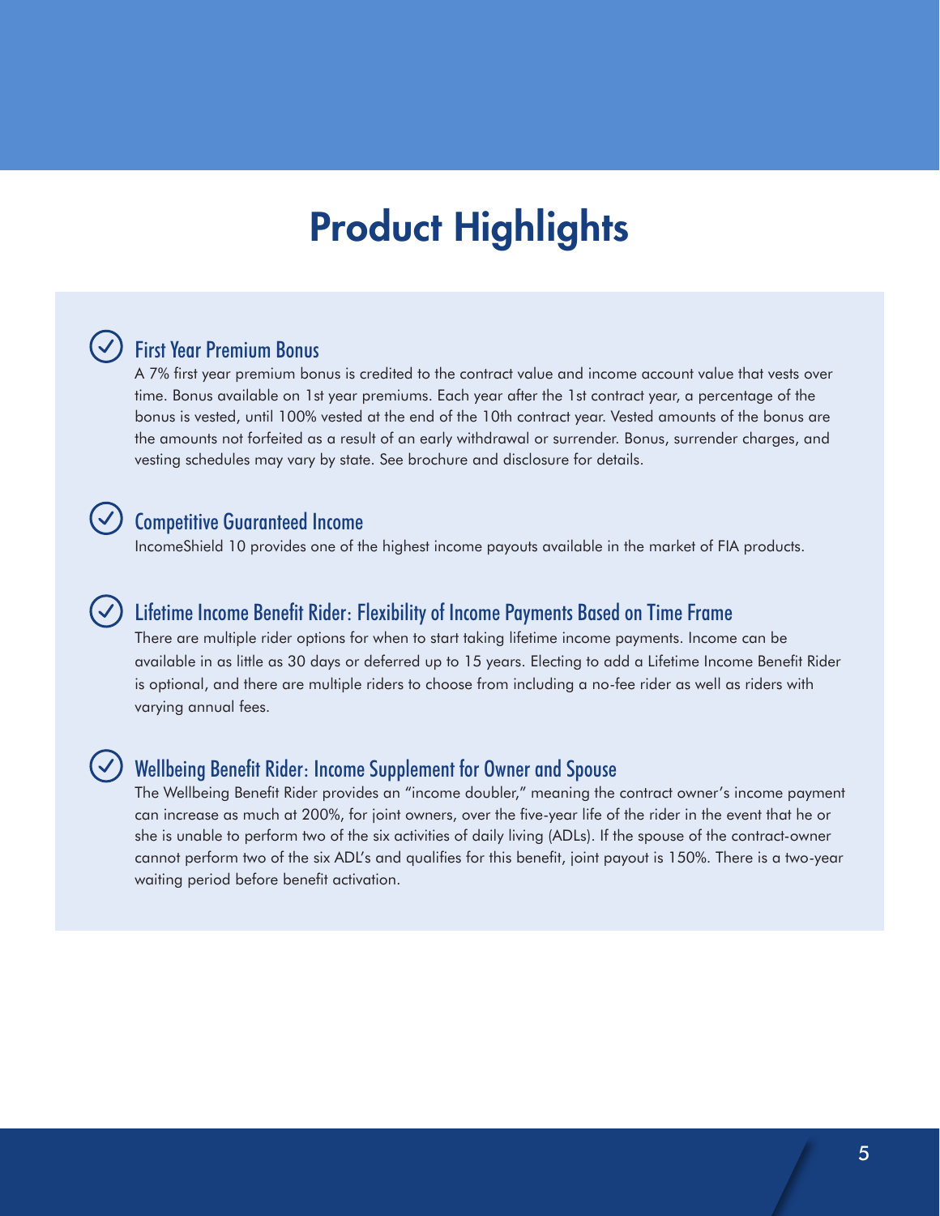# Product Highlights

### First Year Premium Bonus

A 7% first year premium bonus is credited to the contract value and income account value that vests over time. Bonus available on 1st year premiums. Each year after the 1st contract year, a percentage of the bonus is vested, until 100% vested at the end of the 10th contract year. Vested amounts of the bonus are the amounts not forfeited as a result of an early withdrawal or surrender. Bonus, surrender charges, and vesting schedules may vary by state. See brochure and disclosure for details.

### Competitive Guaranteed Income

IncomeShield 10 provides one of the highest income payouts available in the market of FIA products.

### Lifetime Income Benefit Rider: Flexibility of Income Payments Based on Time Frame

There are multiple rider options for when to start taking lifetime income payments. Income can be available in as little as 30 days or deferred up to 15 years. Electing to add a Lifetime Income Benefit Rider is optional, and there are multiple riders to choose from including a no-fee rider as well as riders with varying annual fees.

### Wellbeing Benefit Rider: Income Supplement for Owner and Spouse

The Wellbeing Benefit Rider provides an "income doubler," meaning the contract owner's income payment can increase as much at 200%, for joint owners, over the five-year life of the rider in the event that he or she is unable to perform two of the six activities of daily living (ADLs). If the spouse of the contract-owner cannot perform two of the six ADL's and qualifies for this benefit, joint payout is 150%. There is a two-year waiting period before benefit activation.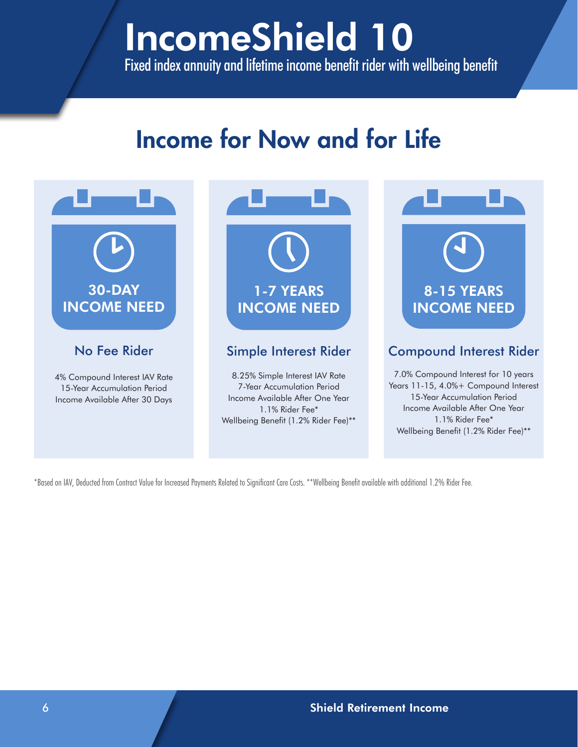# IncomeShield 10

Fixed index annuity and lifetime income benefit rider with wellbeing benefit

## Income for Now and for Life

### 30-DAY INCOME NEED

**No Fee Rider**

4% Compound Interest IAV Rate
15-Year Accumulation Period
Income Available After 30 Days

### 1-7 YEARS INCOME NEED

**Simple Interest Rider**

8.25% Simple Interest IAV Rate
7-Year Accumulation Period
Income Available After One Year
1.1% Rider Fee*
Wellbeing Benefit (1.2% Rider Fee)**

### 8-15 YEARS INCOME NEED

**Compound Interest Rider**

7.0% Compound Interest for 10 years
Years 11-15, 4.0%+ Compound Interest
15-Year Accumulation Period
Income Available After One Year
1.1% Rider Fee*
Wellbeing Benefit (1.2% Rider Fee)**

*Based on IAV, Deducted from Contract Value for Increased Payments Related to Significant Care Costs. **Wellbeing Benefit available with additional 1.2% Rider Fee.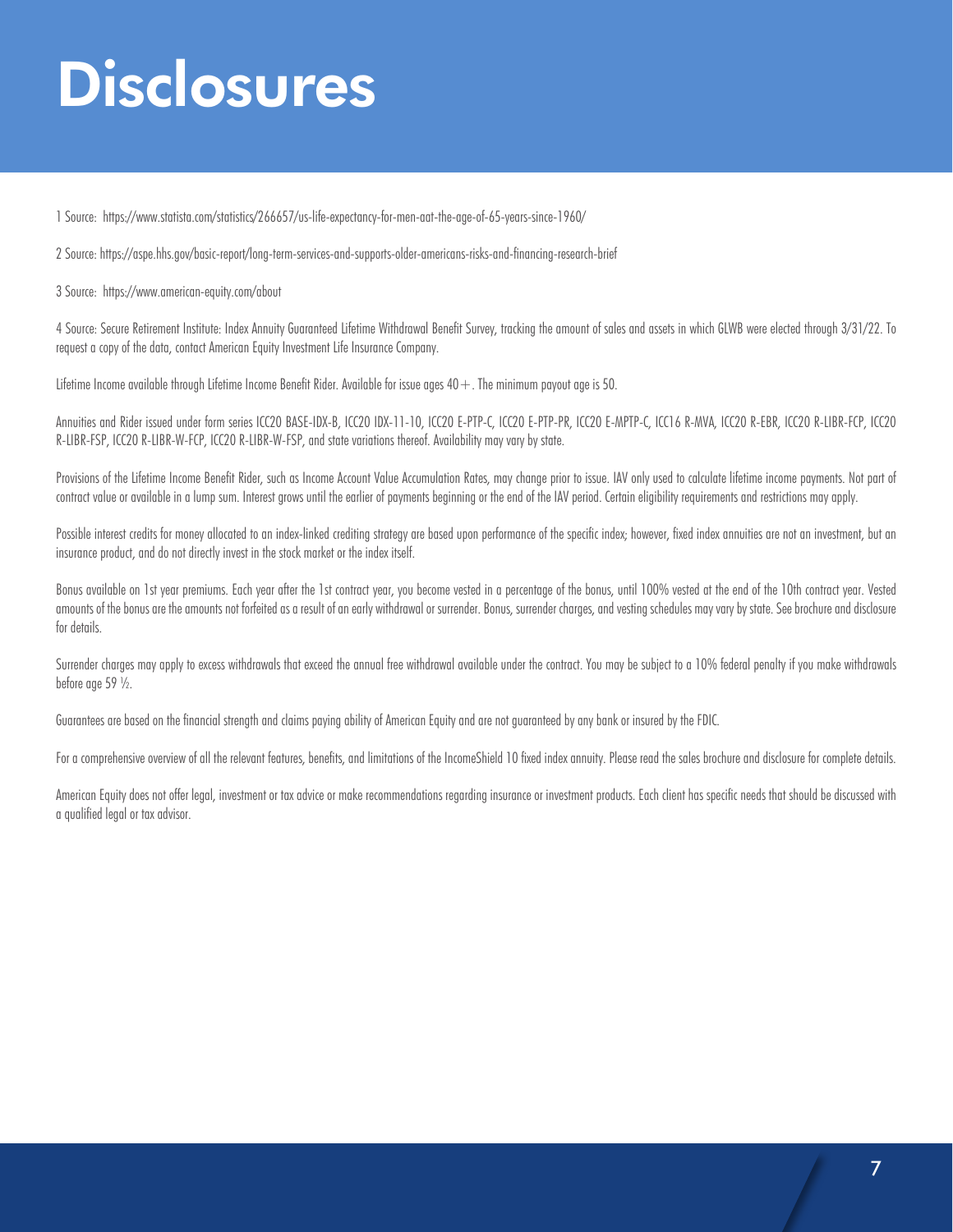# Disclosures

1 Source: https://www.statista.com/statistics/266657/us-life-expectancy-for-men-aat-the-age-of-65-years-since-1960/

2 Source: https://aspe.hhs.gov/basic-report/long-term-services-and-supports-older-americans-risks-and-financing-research-brief

3 Source: https://www.american-equity.com/about

4 Source: Secure Retirement Institute: Index Annuity Guaranteed Lifetime Withdrawal Benefit Survey, tracking the amount of sales and assets in which GLWB were elected through 3/31/22. To request a copy of the data, contact American Equity Investment Life Insurance Company.

Lifetime Income available through Lifetime Income Benefit Rider. Available for issue ages 40+. The minimum payout age is 50.

Annuities and Rider issued under form series ICC20 BASE-IDX-B, ICC20 IDX-11-10, ICC20 E-PTP-C, ICC20 E-PTP-PR, ICC20 E-MPTP-C, ICC16 R-MVA, ICC20 R-EBR, ICC20 R-LIBR-FCP, ICC20 R-LIBR-FSP, ICC20 R-LIBR-W-FCP, ICC20 R-LIBR-W-FSP, and state variations thereof. Availability may vary by state.

Provisions of the Lifetime Income Benefit Rider, such as Income Account Value Accumulation Rates, may change prior to issue. IAV only used to calculate lifetime income payments. Not part of contract value or available in a lump sum. Interest grows until the earlier of payments beginning or the end of the IAV period. Certain eligibility requirements and restrictions may apply.

Possible interest credits for money allocated to an index-linked crediting strategy are based upon performance of the specific index; however, fixed index annuities are not an investment, but an insurance product, and do not directly invest in the stock market or the index itself.

Bonus available on 1st year premiums. Each year after the 1st contract year, you become vested in a percentage of the bonus, until 100% vested at the end of the 10th contract year. Vested amounts of the bonus are the amounts not forfeited as a result of an early withdrawal or surrender. Bonus, surrender charges, and vesting schedules may vary by state. See brochure and disclosure for details.

Surrender charges may apply to excess withdrawals that exceed the annual free withdrawal available under the contract. You may be subject to a 10% federal penalty if you make withdrawals before age 59 ½.

Guarantees are based on the financial strength and claims paying ability of American Equity and are not guaranteed by any bank or insured by the FDIC.

For a comprehensive overview of all the relevant features, benefits, and limitations of the IncomeShield 10 fixed index annuity. Please read the sales brochure and disclosure for complete details.

American Equity does not offer legal, investment or tax advice or make recommendations regarding insurance or investment products. Each client has specific needs that should be discussed with a qualified legal or tax advisor.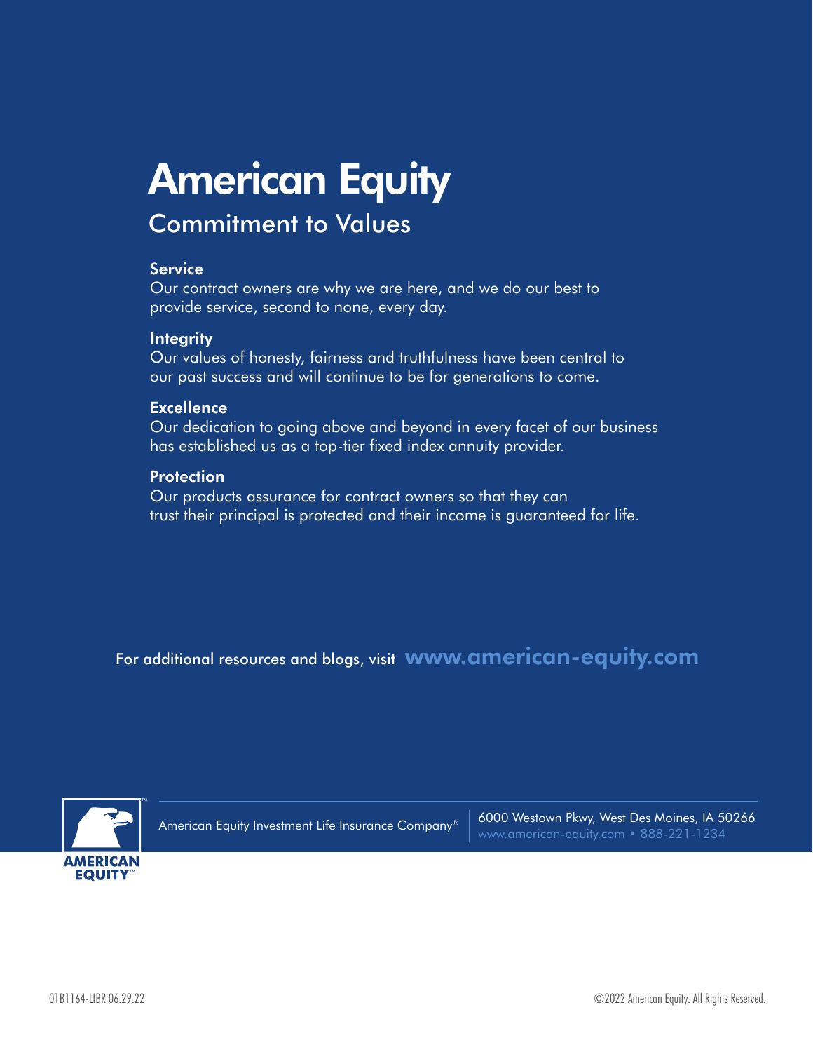# American Equity

## Commitment to Values

### Service

Our contract owners are why we are here, and we do our best to provide service, second to none, every day.

### Integrity

Our values of honesty, fairness and truthfulness have been central to our past success and will continue to be for generations to come.

### Excellence

Our dedication to going above and beyond in every facet of our business has established us as a top-tier fixed index annuity provider.

### Protection

Our products assurance for contract owners so that they can trust their principal is protected and their income is guaranteed for life.

For additional resources and blogs, visit **www.american-equity.com**

AMERICAN EQUITY™

American Equity Investment Life Insurance Company®

6000 Westown Pkwy, West Des Moines, IA 50266
www.american-equity.com • 888-221-1234

01B1164-LIBR 06.29.22

©2022 American Equity. All Rights Reserved.